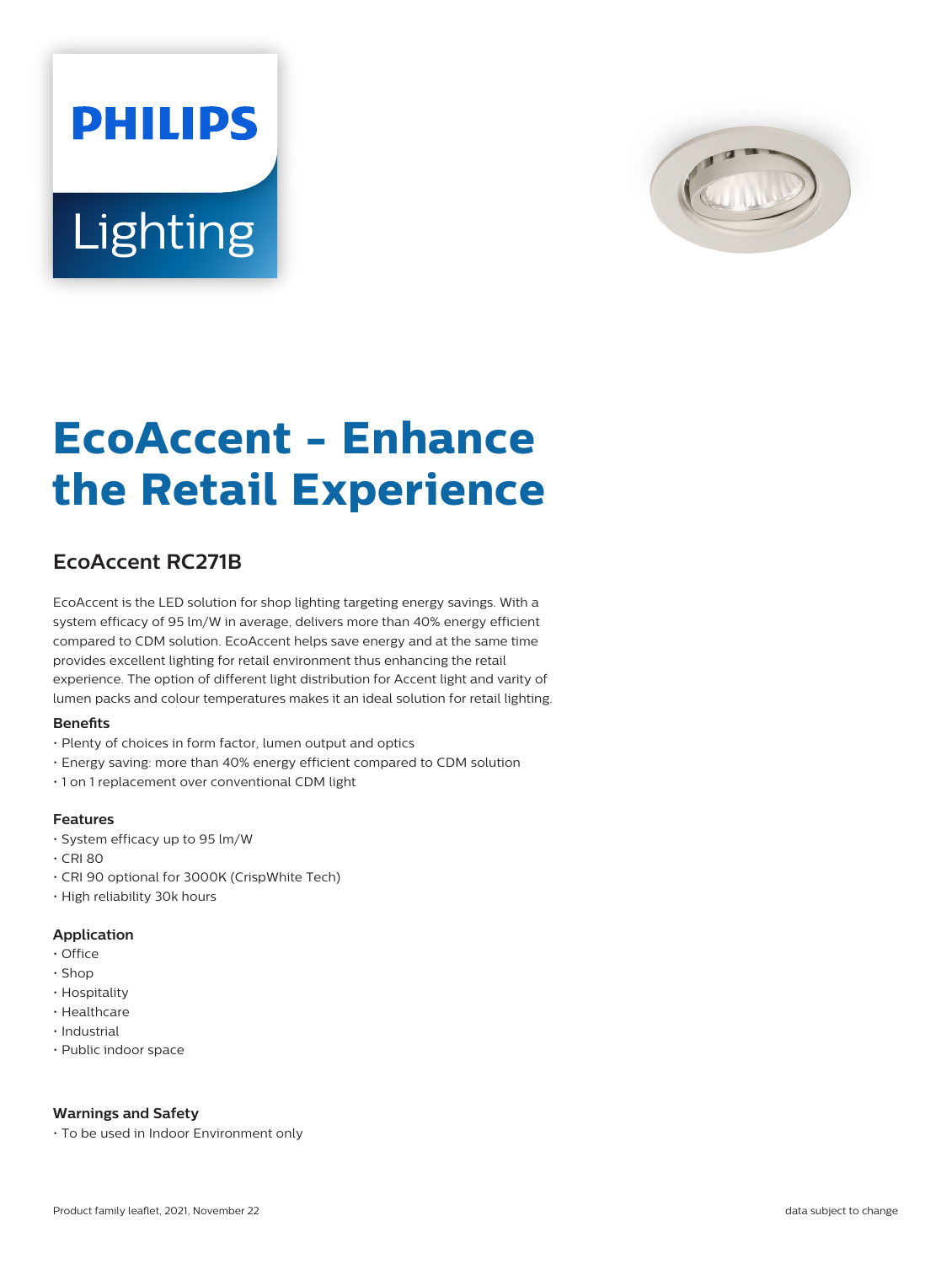# EcoAccent - Enhance the Retail Experience

## EcoAccent RC271B

EcoAccent is the LED solution for shop lighting targeting energy savings. With a system efficacy of 95 lm/W in average, delivers more than 40% energy efficient compared to CDM solution. EcoAccent helps save energy and at the same time provides excellent lighting for retail environment thus enhancing the retail experience. The option of different light distribution for Accent light and varity of lumen packs and colour temperatures makes it an ideal solution for retail lighting.

### Benefits

- Plenty of choices in form factor, lumen output and optics
- Energy saving: more than 40% energy efficient compared to CDM solution
- 1 on 1 replacement over conventional CDM light

### Features

- System efficacy up to 95 lm/W
- CRI 80
- CRI 90 optional for 3000K (CrispWhite Tech)
- High reliability 30k hours

### Application

- Office
- Shop
- Hospitality
- Healthcare
- Industrial
- Public indoor space

### Warnings and Safety

- To be used in Indoor Environment only

Product family leaflet, 2021, November 22 data subject to change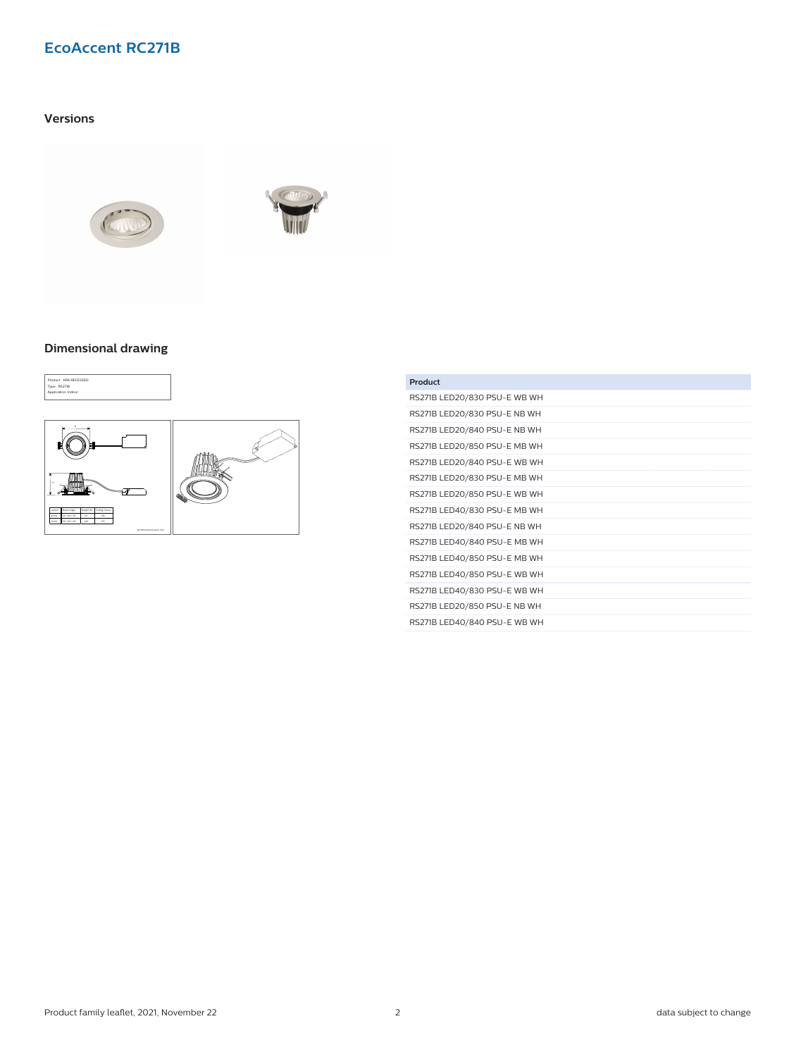# EcoAccent RC271B

## Versions

## Dimensional drawing

Product : XRA RECESSED
Type : RS271B
Application: Indoor

| Product |
| --- |
| RS271B LED20/830 PSU-E WB WH |
| RS271B LED20/830 PSU-E NB WH |
| RS271B LED20/840 PSU-E NB WH |
| RS271B LED20/850 PSU-E MB WH |
| RS271B LED20/840 PSU-E WB WH |
| RS271B LED20/830 PSU-E MB WH |
| RS271B LED20/850 PSU-E WB WH |
| RS271B LED40/830 PSU-E MB WH |
| RS271B LED20/840 PSU-E NB WH |
| RS271B LED40/840 PSU-E MB WH |
| RS271B LED40/850 PSU-E MB WH |
| RS271B LED40/850 PSU-E WB WH |
| RS271B LED40/830 PSU-E WB WH |
| RS271B LED20/850 PSU-E NB WH |
| RS271B LED40/840 PSU-E WB WH |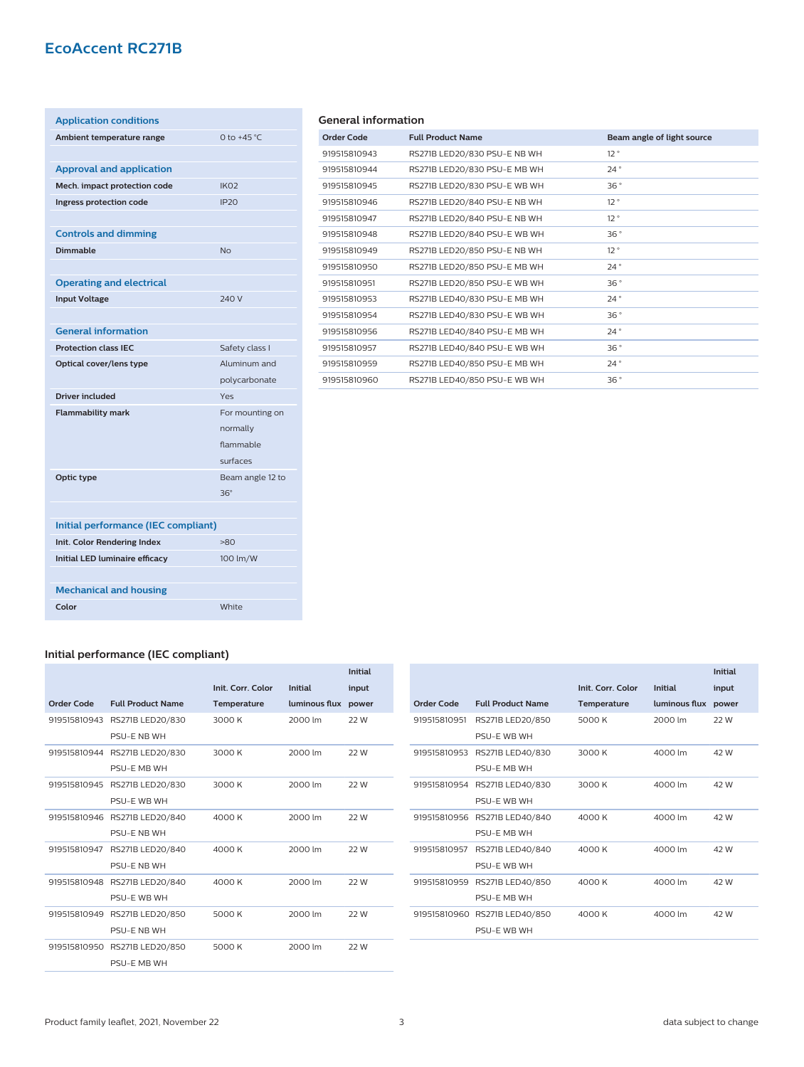# EcoAccent RC271B

| Application conditions | |
|---|---|
| **Ambient temperature range** | 0 to +45 °C |

| Approval and application | |
|---|---|
| **Mech. impact protection code** | IK02 |
| **Ingress protection code** | IP20 |

| Controls and dimming | |
|---|---|
| **Dimmable** | No |

| Operating and electrical | |
|---|---|
| **Input Voltage** | 240 V |

| General information | |
|---|---|
| **Protection class IEC** | Safety class I |
| **Optical cover/lens type** | Aluminum and polycarbonate |
| **Driver included** | Yes |
| **Flammability mark** | For mounting on normally flammable surfaces |
| **Optic type** | Beam angle 12 to 36° |

| Initial performance (IEC compliant) | |
|---|---|
| **Init. Color Rendering Index** | >80 |
| **Initial LED luminaire efficacy** | 100 lm/W |

| Mechanical and housing | |
|---|---|
| **Color** | White |

## General information

| Order Code | Full Product Name | Beam angle of light source |
|---|---|---|
| 919515810943 | RS271B LED20/830 PSU-E NB WH | 12 ° |
| 919515810944 | RS271B LED20/830 PSU-E MB WH | 24 ° |
| 919515810945 | RS271B LED20/830 PSU-E WB WH | 36 ° |
| 919515810946 | RS271B LED20/840 PSU-E NB WH | 12 ° |
| 919515810947 | RS271B LED20/840 PSU-E NB WH | 12 ° |
| 919515810948 | RS271B LED20/840 PSU-E WB WH | 36 ° |
| 919515810949 | RS271B LED20/850 PSU-E NB WH | 12 ° |
| 919515810950 | RS271B LED20/850 PSU-E MB WH | 24 ° |
| 919515810951 | RS271B LED20/850 PSU-E WB WH | 36 ° |
| 919515810953 | RS271B LED40/830 PSU-E MB WH | 24 ° |
| 919515810954 | RS271B LED40/830 PSU-E WB WH | 36 ° |
| 919515810956 | RS271B LED40/840 PSU-E MB WH | 24 ° |
| 919515810957 | RS271B LED40/840 PSU-E WB WH | 36 ° |
| 919515810959 | RS271B LED40/850 PSU-E MB WH | 24 ° |
| 919515810960 | RS271B LED40/850 PSU-E WB WH | 36 ° |

## Initial performance (IEC compliant)

| Order Code | Full Product Name | Init. Corr. Color Temperature | Initial luminous flux | Initial input power |
|---|---|---|---|---|
| 919515810943 | RS271B LED20/830 PSU-E NB WH | 3000 K | 2000 lm | 22 W |
| 919515810944 | RS271B LED20/830 PSU-E MB WH | 3000 K | 2000 lm | 22 W |
| 919515810945 | RS271B LED20/830 PSU-E WB WH | 3000 K | 2000 lm | 22 W |
| 919515810946 | RS271B LED20/840 PSU-E NB WH | 4000 K | 2000 lm | 22 W |
| 919515810947 | RS271B LED20/840 PSU-E NB WH | 4000 K | 2000 lm | 22 W |
| 919515810948 | RS271B LED20/840 PSU-E WB WH | 4000 K | 2000 lm | 22 W |
| 919515810949 | RS271B LED20/850 PSU-E NB WH | 5000 K | 2000 lm | 22 W |
| 919515810950 | RS271B LED20/850 PSU-E MB WH | 5000 K | 2000 lm | 22 W |
| 919515810951 | RS271B LED20/850 PSU-E WB WH | 5000 K | 2000 lm | 22 W |
| 919515810953 | RS271B LED40/830 PSU-E MB WH | 3000 K | 4000 lm | 42 W |
| 919515810954 | RS271B LED40/830 PSU-E WB WH | 3000 K | 4000 lm | 42 W |
| 919515810956 | RS271B LED40/840 PSU-E MB WH | 4000 K | 4000 lm | 42 W |
| 919515810957 | RS271B LED40/840 PSU-E WB WH | 4000 K | 4000 lm | 42 W |
| 919515810959 | RS271B LED40/850 PSU-E MB WH | 4000 K | 4000 lm | 42 W |
| 919515810960 | RS271B LED40/850 PSU-E WB WH | 4000 K | 4000 lm | 42 W |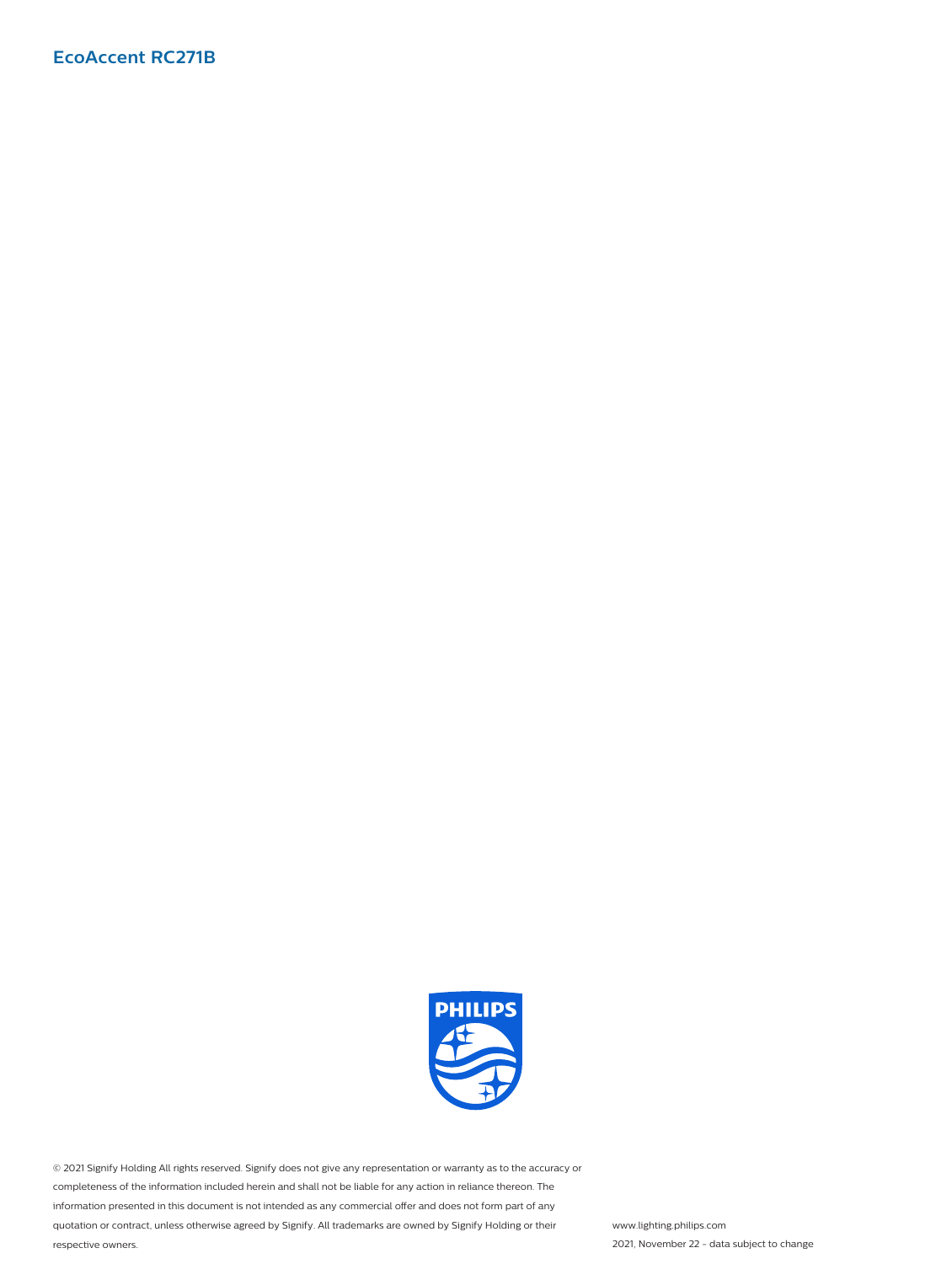© 2021 Signify Holding All rights reserved. Signify does not give any representation or warranty as to the accuracy or completeness of the information included herein and shall not be liable for any action in reliance thereon. The information presented in this document is not intended as any commercial offer and does not form part of any quotation or contract, unless otherwise agreed by Signify. All trademarks are owned by Signify Holding or their respective owners.